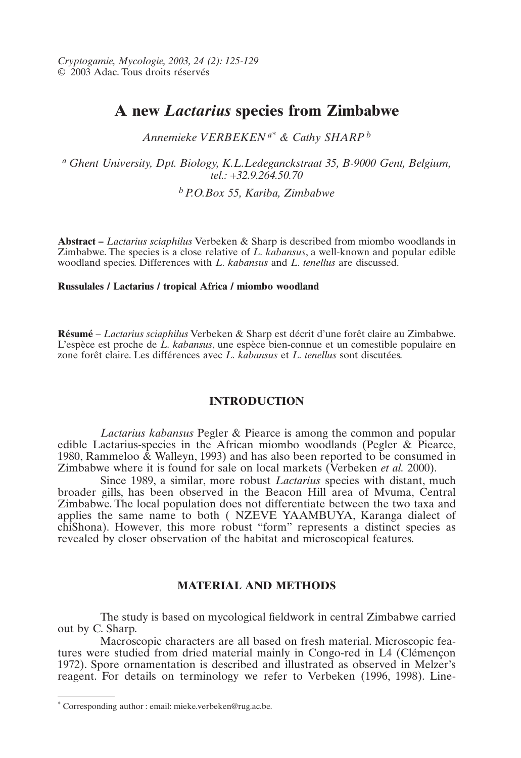Cryptogamie, Mycologie, 2003, 24 (2): 125-129
© 2003 Adac. Tous droits réservés

# A new *Lactarius* species from Zimbabwe

*Annemieke VERBEKEN* [a*] & *Cathy SHARP* [b]

[a] *Ghent University, Dpt. Biology, K.L.Ledeganckstraat 35, B-9000 Gent, Belgium, tel.: +32.9.264.50.70*

[b] *P.O.Box 55, Kariba, Zimbabwe*

**Abstract –** *Lactarius sciaphilus* Verbeken & Sharp is described from miombo woodlands in Zimbabwe. The species is a close relative of *L. kabansus*, a well-known and popular edible woodland species. Differences with *L. kabansus* and *L. tenellus* are discussed.

**Russulales / Lactarius / tropical Africa / miombo woodland**

**Résumé** – *Lactarius sciaphilus* Verbeken & Sharp est décrit d'une forêt claire au Zimbabwe. L'espèce est proche de *L. kabansus*, une espèce bien-connue et un comestible populaire en zone forêt claire. Les différences avec *L. kabansus* et *L. tenellus* sont discutées.

## INTRODUCTION

*Lactarius kabansus* Pegler & Piearce is among the common and popular edible Lactarius-species in the African miombo woodlands (Pegler & Piearce, 1980, Rammeloo & Walleyn, 1993) and has also been reported to be consumed in Zimbabwe where it is found for sale on local markets (Verbeken *et al.* 2000).

Since 1989, a similar, more robust *Lactarius* species with distant, much broader gills, has been observed in the Beacon Hill area of Mvuma, Central Zimbabwe. The local population does not differentiate between the two taxa and applies the same name to both ( NZEVE YAAMBUYA, Karanga dialect of chiShona). However, this more robust "form" represents a distinct species as revealed by closer observation of the habitat and microscopical features.

## MATERIAL AND METHODS

The study is based on mycological fieldwork in central Zimbabwe carried out by C. Sharp.

Macroscopic characters are all based on fresh material. Microscopic features were studied from dried material mainly in Congo-red in L4 (Clémençon 1972). Spore ornamentation is described and illustrated as observed in Melzer's reagent. For details on terminology we refer to Verbeken (1996, 1998). Line-

[*] Corresponding author : email: mieke.verbeken@rug.ac.be.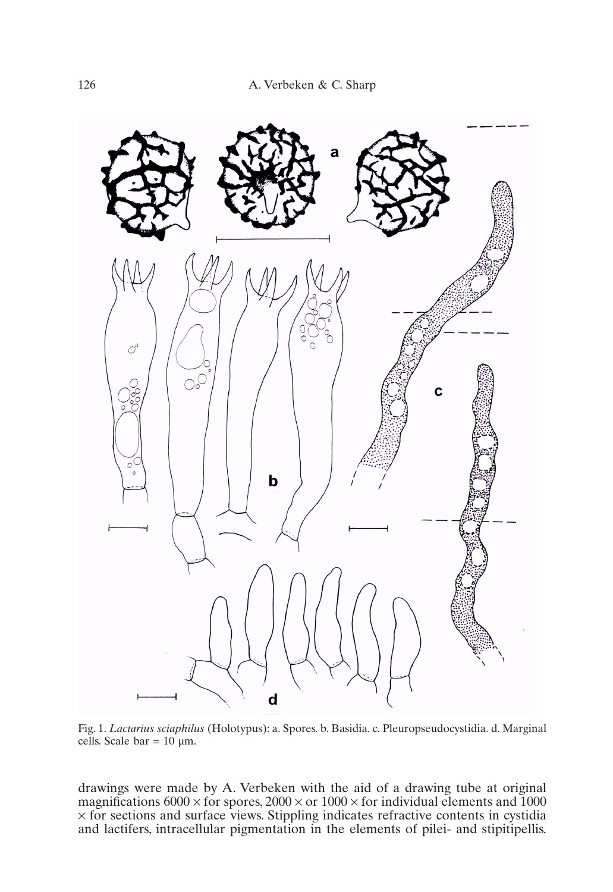Fig. 1. *Lactarius sciaphilus* (Holotypus): a. Spores. b. Basidia. c. Pleuropseudocystidia. d. Marginal cells. Scale bar = 10 µm.

drawings were made by A. Verbeken with the aid of a drawing tube at original magnifications 6000 × for spores, 2000 × or 1000 × for individual elements and 1000 × for sections and surface views. Stippling indicates refractive contents in cystidia and lactifers, intracellular pigmentation in the elements of pilei- and stipitipellis.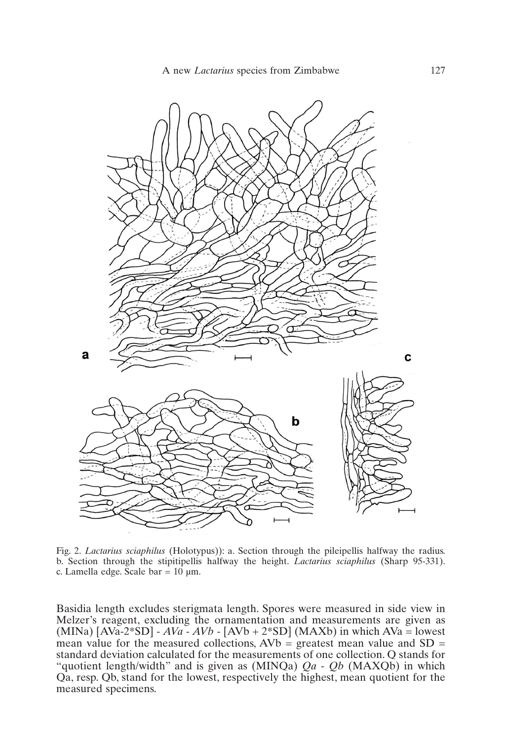Fig. 2. *Lactarius sciaphilus* (Holotypus)): a. Section through the pileipellis halfway the radius. b. Section through the stipitipellis halfway the height. *Lactarius sciaphilus* (Sharp 95-331). c. Lamella edge. Scale bar = 10 µm.

Basidia length excludes sterigmata length. Spores were measured in side view in Melzer's reagent, excluding the ornamentation and measurements are given as (MINa) [AVa-2*SD] - *AVa* - *AVb* - [AVb + 2*SD] (MAXb) in which AVa = lowest mean value for the measured collections, AVb = greatest mean value and SD = standard deviation calculated for the measurements of one collection. Q stands for "quotient length/width" and is given as (MINQa) *Qa* - *Qb* (MAXQb) in which Qa, resp. Qb, stand for the lowest, respectively the highest, mean quotient for the measured specimens.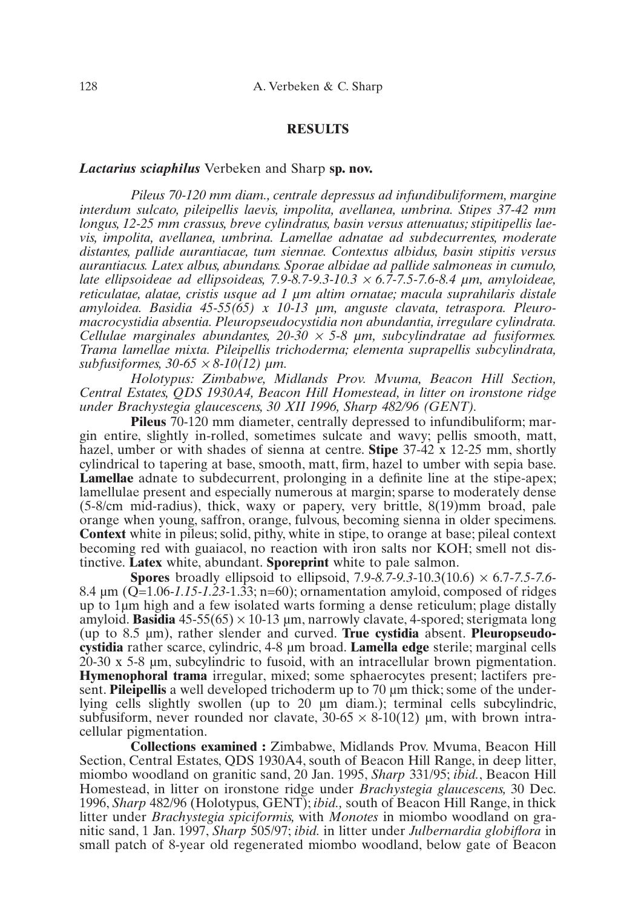## RESULTS

### *Lactarius sciaphilus* Verbeken and Sharp **sp. nov.**

*Pileus 70-120 mm diam., centrale depressus ad infundibuliformem, margine interdum sulcato, pileipellis laevis, impolita, avellanea, umbrina. Stipes 37-42 mm longus, 12-25 mm crassus, breve cylindratus, basin versus attenuatus; stipitipellis laevis, impolita, avellanea, umbrina. Lamellae adnatae ad subdecurrentes, moderate distantes, pallide aurantiacae, tum siennae. Contextus albidus, basin stipitis versus aurantiacus. Latex albus, abundans. Sporae albidae ad pallide salmoneas in cumulo, late ellipsoideae ad ellipsoideas, 7.9-8.7-9.3-10.3 × 6.7-7.5-7.6-8.4 µm, amyloideae, reticulatae, alatae, cristis usque ad 1 µm altim ornatae; macula suprahilaris distale amyloidea. Basidia 45-55(65) x 10-13 µm, anguste clavata, tetraspora. Pleuromacrocystidia absentia. Pleuropseudocystidia non abundantia, irregulare cylindrata. Cellulae marginales abundantes, 20-30 × 5-8 µm, subcylindratae ad fusiformes. Trama lamellae mixta. Pileipellis trichoderma; elementa suprapellis subcylindrata, subfusiformes, 30-65 × 8-10(12) µm.*

*Holotypus: Zimbabwe, Midlands Prov. Mvuma, Beacon Hill Section, Central Estates, QDS 1930A4, Beacon Hill Homestead, in litter on ironstone ridge under Brachystegia glaucescens, 30 XII 1996, Sharp 482/96 (GENT).*

**Pileus** 70-120 mm diameter, centrally depressed to infundibuliform; margin entire, slightly in-rolled, sometimes sulcate and wavy; pellis smooth, matt, hazel, umber or with shades of sienna at centre. **Stipe** 37-42 x 12-25 mm, shortly cylindrical to tapering at base, smooth, matt, firm, hazel to umber with sepia base. **Lamellae** adnate to subdecurrent, prolonging in a definite line at the stipe-apex; lamellulae present and especially numerous at margin; sparse to moderately dense (5-8/cm mid-radius), thick, waxy or papery, very brittle, 8(19)mm broad, pale orange when young, saffron, orange, fulvous, becoming sienna in older specimens. **Context** white in pileus; solid, pithy, white in stipe, to orange at base; pileal context becoming red with guaiacol, no reaction with iron salts nor KOH; smell not distinctive. **Latex** white, abundant. **Sporeprint** white to pale salmon.

**Spores** broadly ellipsoid to ellipsoid, 7.9-*8.7-9.3*-10.3(10.6) × 6.7-*7.5-7.6*-8.4 µm (Q=1.06-*1.15-1.23*-1.33; n=60); ornamentation amyloid, composed of ridges up to 1µm high and a few isolated warts forming a dense reticulum; plage distally amyloid. **Basidia** 45-55(65) × 10-13 µm, narrowly clavate, 4-spored; sterigmata long (up to 8.5 µm), rather slender and curved. **True cystidia** absent. **Pleuropseudocystidia** rather scarce, cylindric, 4-8 µm broad. **Lamella edge** sterile; marginal cells 20-30 x 5-8 µm, subcylindric to fusoid, with an intracellular brown pigmentation. **Hymenophoral trama** irregular, mixed; some sphaerocytes present; lactifers present. **Pileipellis** a well developed trichoderm up to 70 µm thick; some of the underlying cells slightly swollen (up to 20 µm diam.); terminal cells subcylindric, subfusiform, never rounded nor clavate, 30-65 × 8-10(12) µm, with brown intracellular pigmentation.

**Collections examined :** Zimbabwe, Midlands Prov. Mvuma, Beacon Hill Section, Central Estates, QDS 1930A4, south of Beacon Hill Range, in deep litter, miombo woodland on granitic sand, 20 Jan. 1995, *Sharp* 331/95; *ibid.*, Beacon Hill Homestead, in litter on ironstone ridge under *Brachystegia glaucescens,* 30 Dec. 1996, *Sharp* 482/96 (Holotypus, GENT); *ibid.,* south of Beacon Hill Range, in thick litter under *Brachystegia spiciformis,* with *Monotes* in miombo woodland on granitic sand, 1 Jan. 1997, *Sharp* 505/97; *ibid.* in litter under *Julbernardia globiflora* in small patch of 8-year old regenerated miombo woodland, below gate of Beacon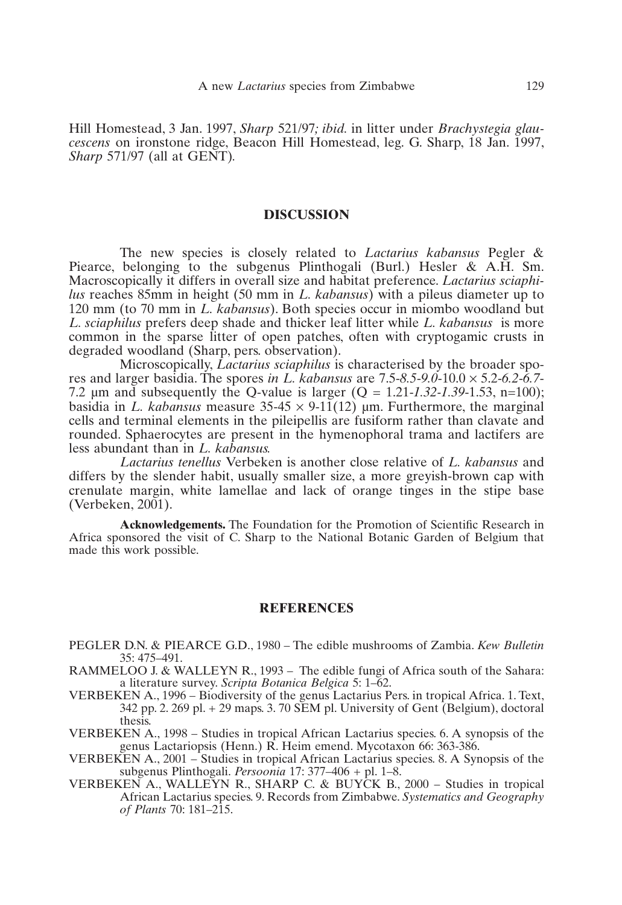Hill Homestead, 3 Jan. 1997, *Sharp* 521/97*; ibid.* in litter under *Brachystegia glaucescens* on ironstone ridge, Beacon Hill Homestead, leg. G. Sharp, 18 Jan. 1997, *Sharp* 571/97 (all at GENT).

## DISCUSSION

The new species is closely related to *Lactarius kabansus* Pegler & Piearce, belonging to the subgenus Plinthogali (Burl.) Hesler & A.H. Sm. Macroscopically it differs in overall size and habitat preference. *Lactarius sciaphilus* reaches 85mm in height (50 mm in *L. kabansus*) with a pileus diameter up to 120 mm (to 70 mm in *L. kabansus*). Both species occur in miombo woodland but *L. sciaphilus* prefers deep shade and thicker leaf litter while *L. kabansus* is more common in the sparse litter of open patches, often with cryptogamic crusts in degraded woodland (Sharp, pers. observation).

Microscopically, *Lactarius sciaphilus* is characterised by the broader spores and larger basidia. The spores *in L. kabansus* are 7.5-*8.5-9.0*-10.0 × 5.2-*6.2-6.7*-7.2 µm and subsequently the Q-value is larger (Q = 1.21-*1.32-1.39*-1.53, n=100); basidia in *L. kabansus* measure 35-45 × 9-11(12) µm. Furthermore, the marginal cells and terminal elements in the pileipellis are fusiform rather than clavate and rounded. Sphaerocytes are present in the hymenophoral trama and lactifers are less abundant than in *L. kabansus.*

*Lactarius tenellus* Verbeken is another close relative of *L. kabansus* and differs by the slender habit, usually smaller size, a more greyish-brown cap with crenulate margin, white lamellae and lack of orange tinges in the stipe base (Verbeken, 2001).

**Acknowledgements.** The Foundation for the Promotion of Scientific Research in Africa sponsored the visit of C. Sharp to the National Botanic Garden of Belgium that made this work possible.

## REFERENCES

PEGLER D.N. & PIEARCE G.D., 1980 – The edible mushrooms of Zambia. *Kew Bulletin* 35: 475–491.

RAMMELOO J. & WALLEYN R., 1993 – The edible fungi of Africa south of the Sahara: a literature survey. *Scripta Botanica Belgica* 5: 1–62.

VERBEKEN A., 1996 – Biodiversity of the genus Lactarius Pers. in tropical Africa. 1. Text, 342 pp. 2. 269 pl. + 29 maps. 3. 70 SEM pl. University of Gent (Belgium), doctoral thesis.

VERBEKEN A., 1998 – Studies in tropical African Lactarius species. 6. A synopsis of the genus Lactariopsis (Henn.) R. Heim emend. Mycotaxon 66: 363-386.

VERBEKEN A., 2001 – Studies in tropical African Lactarius species. 8. A Synopsis of the subgenus Plinthogali. *Persoonia* 17: 377–406 + pl. 1–8.

VERBEKEN A., WALLEYN R., SHARP C. & BUYCK B., 2000 – Studies in tropical African Lactarius species. 9. Records from Zimbabwe. *Systematics and Geography of Plants* 70: 181–215.